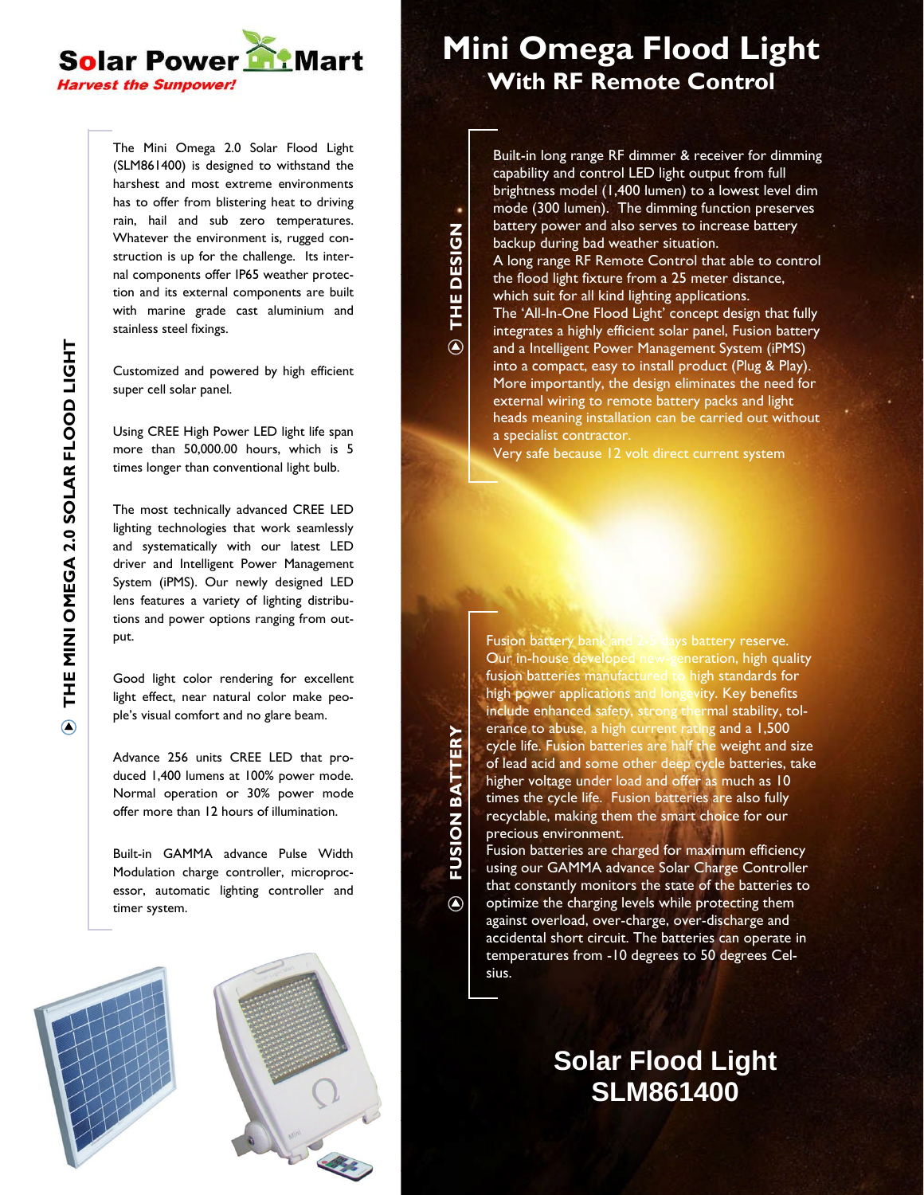**Solar Power Mart**

*Harvest the Sunpower!*

# Mini Omega Flood Light

## With RF Remote Control

## THE MINI OMEGA 2.0 SOLAR FLOOD LIGHT

The Mini Omega 2.0 Solar Flood Light (SLM861400) is designed to withstand the harshest and most extreme environments has to offer from blistering heat to driving rain, hail and sub zero temperatures. Whatever the environment is, rugged construction is up for the challenge. Its internal components offer IP65 weather protection and its external components are built with marine grade cast aluminium and stainless steel fixings.

Customized and powered by high efficient super cell solar panel.

Using CREE High Power LED light life span more than 50,000.00 hours, which is 5 times longer than conventional light bulb.

The most technically advanced CREE LED lighting technologies that work seamlessly and systematically with our latest LED driver and Intelligent Power Management System (iPMS). Our newly designed LED lens features a variety of lighting distributions and power options ranging from output.

Good light color rendering for excellent light effect, near natural color make people's visual comfort and no glare beam.

Advance 256 units CREE LED that produced 1,400 lumens at 100% power mode. Normal operation or 30% power mode offer more than 12 hours of illumination.

Built-in GAMMA advance Pulse Width Modulation charge controller, microprocessor, automatic lighting controller and timer system.

## THE DESIGN

Built-in long range RF dimmer & receiver for dimming capability and control LED light output from full brightness model (1,400 lumen) to a lowest level dim mode (300 lumen). The dimming function preserves battery power and also serves to increase battery backup during bad weather situation.

A long range RF Remote Control that able to control the flood light fixture from a 25 meter distance, which suit for all kind lighting applications.

The 'All-In-One Flood Light' concept design that fully integrates a highly efficient solar panel, Fusion battery and a Intelligent Power Management System (iPMS) into a compact, easy to install product (Plug & Play). More importantly, the design eliminates the need for external wiring to remote battery packs and light heads meaning installation can be carried out without a specialist contractor.

Very safe because 12 volt direct current system

## FUSION BATTERY

Fusion battery bank and 2-3 days battery reserve.

Our in-house developed new generation, high quality fusion batteries manufactured to high standards for high power applications and longevity. Key benefits include enhanced safety, strong thermal stability, tolerance to abuse, a high current rating and a 1,500 cycle life. Fusion batteries are half the weight and size of lead acid and some other deep cycle batteries, take higher voltage under load and offer as much as 10 times the cycle life. Fusion batteries are also fully recyclable, making them the smart choice for our precious environment.

Fusion batteries are charged for maximum efficiency using our GAMMA advance Solar Charge Controller that constantly monitors the state of the batteries to optimize the charging levels while protecting them against overload, over-charge, over-discharge and accidental short circuit. The batteries can operate in temperatures from -10 degrees to 50 degrees Celsius.

**Solar Flood Light**
**SLM861400**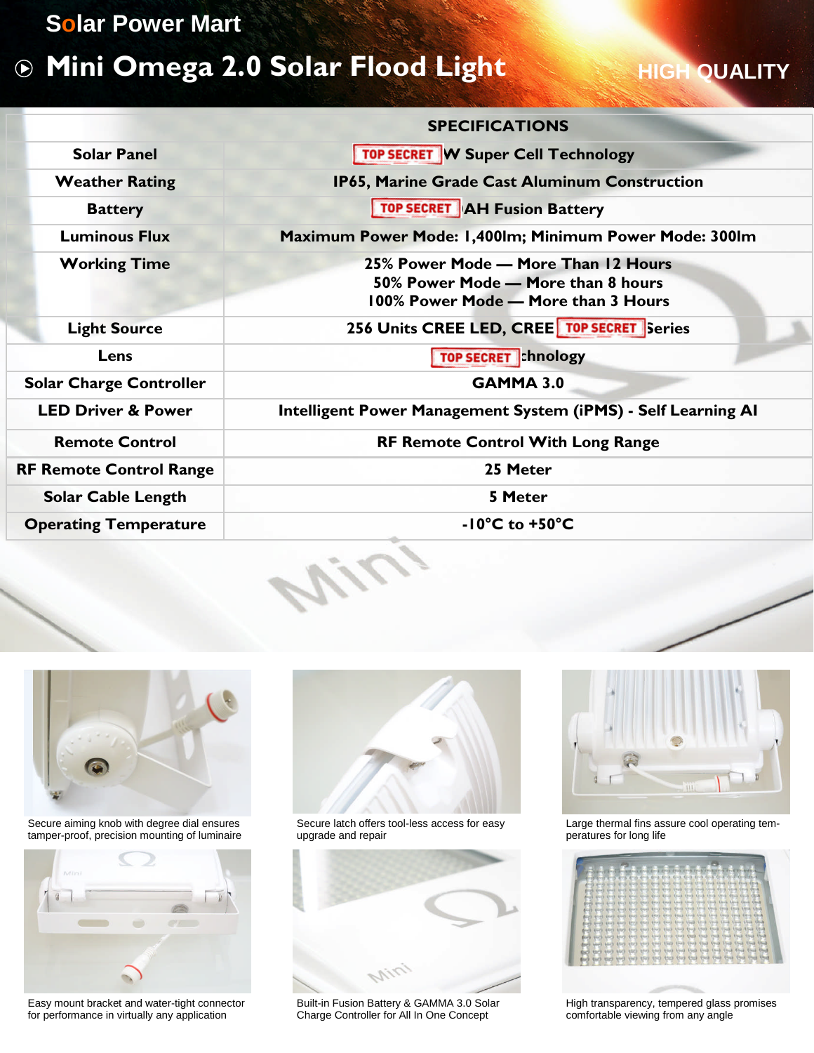Solar Power Mart

# Mini Omega 2.0 Solar Flood Light

HIGH QUALITY

| SPECIFICATIONS | |
|---|---|
| Solar Panel | TOP SECRET W Super Cell Technology |
| Weather Rating | IP65, Marine Grade Cast Aluminum Construction |
| Battery | TOP SECRET AH Fusion Battery |
| Luminous Flux | Maximum Power Mode: 1,400lm; Minimum Power Mode: 300lm |
| Working Time | 25% Power Mode — More Than 12 Hours<br>50% Power Mode — More than 8 hours<br>100% Power Mode — More than 3 Hours |
| Light Source | 256 Units CREE LED, CREE TOP SECRET Series |
| Lens | TOP SECRET chnology |
| Solar Charge Controller | GAMMA 3.0 |
| LED Driver & Power | Intelligent Power Management System (iPMS) - Self Learning AI |
| Remote Control | RF Remote Control With Long Range |
| RF Remote Control Range | 25 Meter |
| Solar Cable Length | 5 Meter |
| Operating Temperature | -10°C to +50°C |

Secure aiming knob with degree dial ensures tamper-proof, precision mounting of luminaire

Secure latch offers tool-less access for easy upgrade and repair

Large thermal fins assure cool operating temperatures for long life

Easy mount bracket and water-tight connector for performance in virtually any application

Built-in Fusion Battery & GAMMA 3.0 Solar Charge Controller for All In One Concept

High transparency, tempered glass promises comfortable viewing from any angle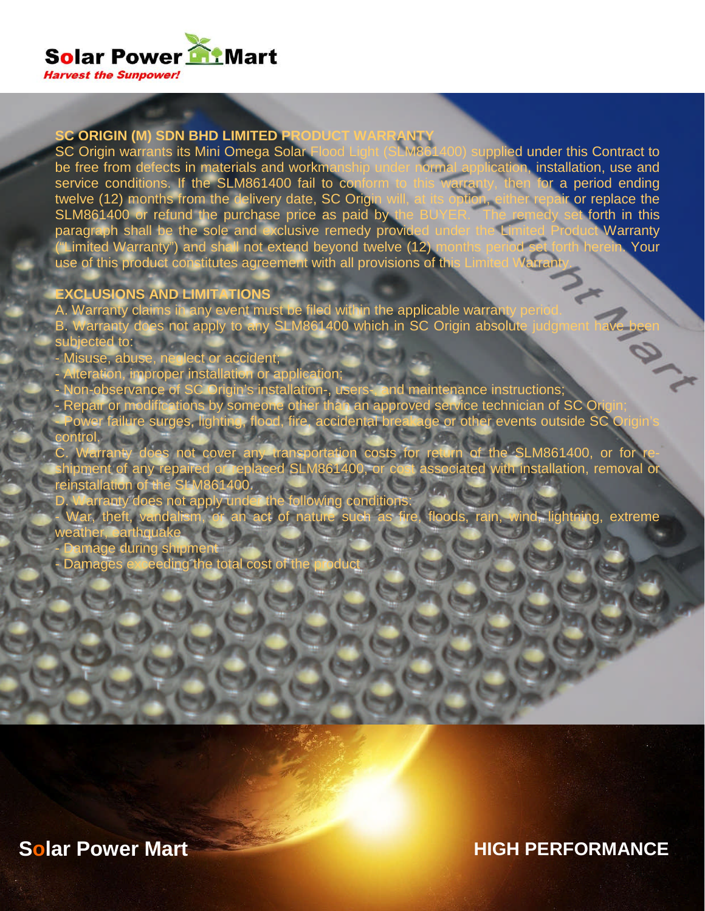## SC ORIGIN (M) SDN BHD LIMITED PRODUCT WARRANTY

SC Origin warrants its Mini Omega Solar Flood Light (SLM861400) supplied under this Contract to be free from defects in materials and workmanship under normal application, installation, use and service conditions. If the SLM861400 fail to conform to this warranty, then for a period ending twelve (12) months from the delivery date, SC Origin will, at its option, either repair or replace the SLM861400 or refund the purchase price as paid by the BUYER. The remedy set forth in this paragraph shall be the sole and exclusive remedy provided under the Limited Product Warranty ("Limited Warranty") and shall not extend beyond twelve (12) months period set forth herein. Your use of this product constitutes agreement with all provisions of this Limited Warranty.

## EXCLUSIONS AND LIMITATIONS

A. Warranty claims in any event must be filed within the applicable warranty period.

B. Warranty does not apply to any SLM861400 which in SC Origin absolute judgment have been subjected to:

- Misuse, abuse, neglect or accident;
- Alteration, improper installation or application;
- Non-observance of SC Origin's installation-, users-, and maintenance instructions;
- Repair or modifications by someone other than an approved service technician of SC Origin;
- Power failure surges, lighting, flood, fire, accidental breakage or other events outside SC Origin's control.

C. Warranty does not cover any transportation costs for return of the SLM861400, or for re-shipment of any repaired or replaced SLM861400, or cost associated with installation, removal or reinstallation of the SLM861400.

D. Warranty does not apply under the following conditions:

- War, theft, vandalism, or an act of nature such as fire, floods, rain, wind, lightning, extreme weather, earthquake
- Damage during shipment
- Damages exceeding the total cost of the product

**Solar Power Mart** **HIGH PERFORMANCE**